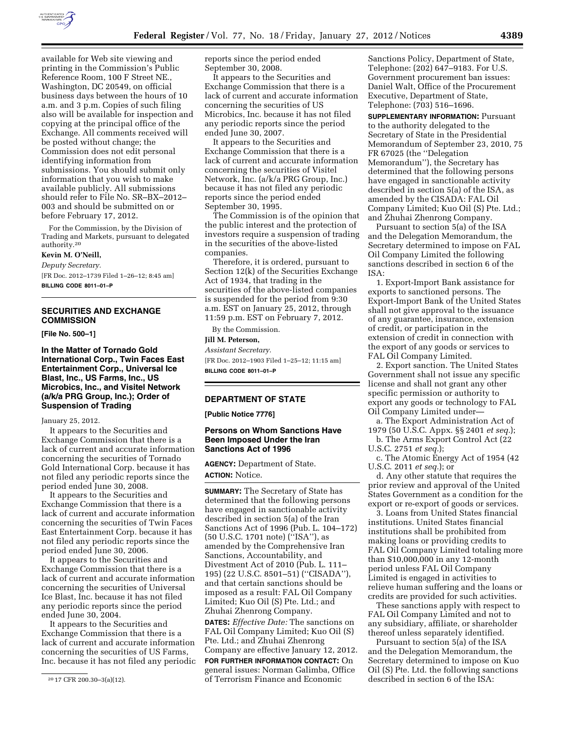available for Web site viewing and printing in the Commission's Public Reference Room, 100 F Street NE., Washington, DC 20549, on official business days between the hours of 10 a.m. and 3 p.m. Copies of such filing also will be available for inspection and copying at the principal office of the Exchange. All comments received will be posted without change; the Commission does not edit personal identifying information from submissions. You should submit only information that you wish to make available publicly. All submissions should refer to File No. SR–BX–2012–003 and should be submitted on or before February 17, 2012.

For the Commission, by the Division of Trading and Markets, pursuant to delegated authority.[20]

**Kevin M. O'Neill,**

*Deputy Secretary.*

[FR Doc. 2012–1739 Filed 1–26–12; 8:45 am]

**BILLING CODE 8011–01–P**

[20] 17 CFR 200.30–3(a)(12).

## SECURITIES AND EXCHANGE COMMISSION

**[File No. 500–1]**

### In the Matter of Tornado Gold International Corp., Twin Faces East Entertainment Corp., Universal Ice Blast, Inc., US Farms, Inc., US Microbics, Inc., and Visitel Network (a/k/a PRG Group, Inc.); Order of Suspension of Trading

January 25, 2012.

It appears to the Securities and Exchange Commission that there is a lack of current and accurate information concerning the securities of Tornado Gold International Corp. because it has not filed any periodic reports since the period ended June 30, 2008.

It appears to the Securities and Exchange Commission that there is a lack of current and accurate information concerning the securities of Twin Faces East Entertainment Corp. because it has not filed any periodic reports since the period ended June 30, 2006.

It appears to the Securities and Exchange Commission that there is a lack of current and accurate information concerning the securities of Universal Ice Blast, Inc. because it has not filed any periodic reports since the period ended June 30, 2004.

It appears to the Securities and Exchange Commission that there is a lack of current and accurate information concerning the securities of US Farms, Inc. because it has not filed any periodic reports since the period ended September 30, 2008.

It appears to the Securities and Exchange Commission that there is a lack of current and accurate information concerning the securities of US Microbics, Inc. because it has not filed any periodic reports since the period ended June 30, 2007.

It appears to the Securities and Exchange Commission that there is a lack of current and accurate information concerning the securities of Visitel Network, Inc. (a/k/a PRG Group, Inc.) because it has not filed any periodic reports since the period ended September 30, 1995.

The Commission is of the opinion that the public interest and the protection of investors require a suspension of trading in the securities of the above-listed companies.

Therefore, it is ordered, pursuant to Section 12(k) of the Securities Exchange Act of 1934, that trading in the securities of the above-listed companies is suspended for the period from 9:30 a.m. EST on January 25, 2012, through 11:59 p.m. EST on February 7, 2012.

By the Commission.

**Jill M. Peterson,**

*Assistant Secretary.*

[FR Doc. 2012–1903 Filed 1–25–12; 11:15 am]

**BILLING CODE 8011–01–P**

## DEPARTMENT OF STATE

**[Public Notice 7776]**

### Persons on Whom Sanctions Have Been Imposed Under the Iran Sanctions Act of 1996

**AGENCY:** Department of State.

**ACTION:** Notice.

**SUMMARY:** The Secretary of State has determined that the following persons have engaged in sanctionable activity described in section 5(a) of the Iran Sanctions Act of 1996 (Pub. L. 104–172) (50 U.S.C. 1701 note) (''ISA''), as amended by the Comprehensive Iran Sanctions, Accountability, and Divestment Act of 2010 (Pub. L. 111–195) (22 U.S.C. 8501–51) (''CISADA''), and that certain sanctions should be imposed as a result: FAL Oil Company Limited; Kuo Oil (S) Pte. Ltd.; and Zhuhai Zhenrong Company.

**DATES:** *Effective Date:* The sanctions on FAL Oil Company Limited; Kuo Oil (S) Pte. Ltd.; and Zhuhai Zhenrong Company are effective January 12, 2012.

**FOR FURTHER INFORMATION CONTACT:** On general issues: Norman Galimba, Office of Terrorism Finance and Economic Sanctions Policy, Department of State, Telephone: (202) 647–9183. For U.S. Government procurement ban issues: Daniel Walt, Office of the Procurement Executive, Department of State, Telephone: (703) 516–1696.

**SUPPLEMENTARY INFORMATION:** Pursuant to the authority delegated to the Secretary of State in the Presidential Memorandum of September 23, 2010, 75 FR 67025 (the ''Delegation Memorandum''), the Secretary has determined that the following persons have engaged in sanctionable activity described in section 5(a) of the ISA, as amended by the CISADA: FAL Oil Company Limited; Kuo Oil (S) Pte. Ltd.; and Zhuhai Zhenrong Company.

Pursuant to section 5(a) of the ISA and the Delegation Memorandum, the Secretary determined to impose on FAL Oil Company Limited the following sanctions described in section 6 of the ISA:

1. Export-Import Bank assistance for exports to sanctioned persons. The Export-Import Bank of the United States shall not give approval to the issuance of any guarantee, insurance, extension of credit, or participation in the extension of credit in connection with the export of any goods or services to FAL Oil Company Limited.

2. Export sanction. The United States Government shall not issue any specific license and shall not grant any other specific permission or authority to export any goods or technology to FAL Oil Company Limited under—

a. The Export Administration Act of 1979 (50 U.S.C. Appx. §§ 2401 *et seq.*);

b. The Arms Export Control Act (22 U.S.C. 2751 *et seq.*);

c. The Atomic Energy Act of 1954 (42 U.S.C. 2011 *et seq.*); or

d. Any other statute that requires the prior review and approval of the United States Government as a condition for the export or re-export of goods or services.

3. Loans from United States financial institutions. United States financial institutions shall be prohibited from making loans or providing credits to FAL Oil Company Limited totaling more than $10,000,000 in any 12-month period unless FAL Oil Company Limited is engaged in activities to relieve human suffering and the loans or credits are provided for such activities.

These sanctions apply with respect to FAL Oil Company Limited and not to any subsidiary, affiliate, or shareholder thereof unless separately identified.

Pursuant to section 5(a) of the ISA and the Delegation Memorandum, the Secretary determined to impose on Kuo Oil (S) Pte. Ltd. the following sanctions described in section 6 of the ISA: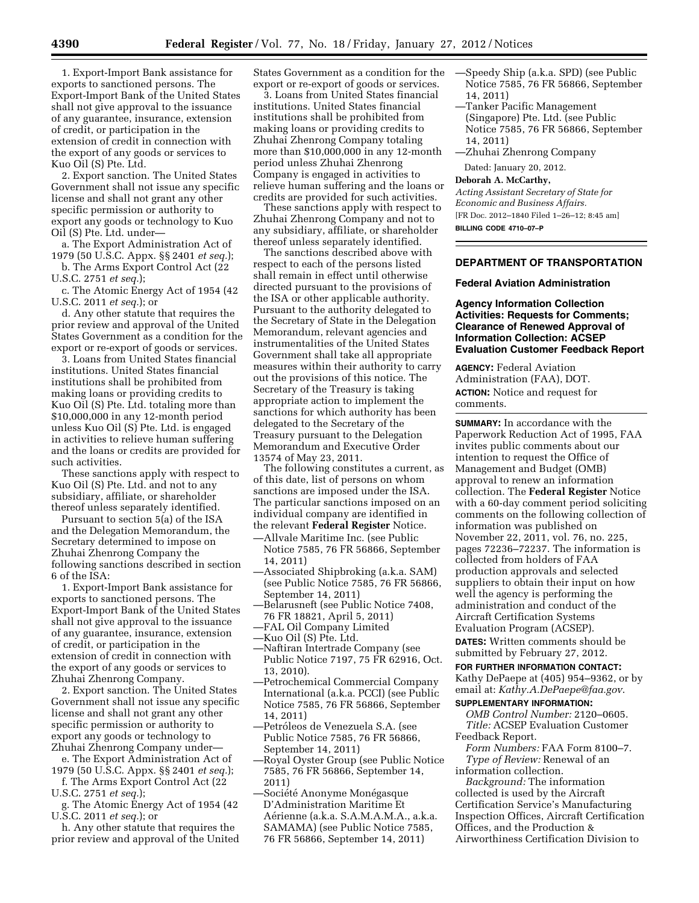1. Export-Import Bank assistance for exports to sanctioned persons. The Export-Import Bank of the United States shall not give approval to the issuance of any guarantee, insurance, extension of credit, or participation in the extension of credit in connection with the export of any goods or services to Kuo Oil (S) Pte. Ltd.

2. Export sanction. The United States Government shall not issue any specific license and shall not grant any other specific permission or authority to export any goods or technology to Kuo Oil (S) Pte. Ltd. under—

a. The Export Administration Act of 1979 (50 U.S.C. Appx. §§ 2401 *et seq.*);

b. The Arms Export Control Act (22 U.S.C. 2751 *et seq.*);

c. The Atomic Energy Act of 1954 (42 U.S.C. 2011 *et seq.*); or

d. Any other statute that requires the prior review and approval of the United States Government as a condition for the export or re-export of goods or services.

3. Loans from United States financial institutions. United States financial institutions shall be prohibited from making loans or providing credits to Kuo Oil (S) Pte. Ltd. totaling more than $10,000,000 in any 12-month period unless Kuo Oil (S) Pte. Ltd. is engaged in activities to relieve human suffering and the loans or credits are provided for such activities.

These sanctions apply with respect to Kuo Oil (S) Pte. Ltd. and not to any subsidiary, affiliate, or shareholder thereof unless separately identified.

Pursuant to section 5(a) of the ISA and the Delegation Memorandum, the Secretary determined to impose on Zhuhai Zhenrong Company the following sanctions described in section 6 of the ISA:

1. Export-Import Bank assistance for exports to sanctioned persons. The Export-Import Bank of the United States shall not give approval to the issuance of any guarantee, insurance, extension of credit, or participation in the extension of credit in connection with the export of any goods or services to Zhuhai Zhenrong Company.

2. Export sanction. The United States Government shall not issue any specific license and shall not grant any other specific permission or authority to export any goods or technology to Zhuhai Zhenrong Company under—

e. The Export Administration Act of 1979 (50 U.S.C. Appx. §§ 2401 *et seq.*);

f. The Arms Export Control Act (22 U.S.C. 2751 *et seq.*);

g. The Atomic Energy Act of 1954 (42 U.S.C. 2011 *et seq.*); or

h. Any other statute that requires the prior review and approval of the United States Government as a condition for the export or re-export of goods or services.

3. Loans from United States financial institutions. United States financial institutions shall be prohibited from making loans or providing credits to Zhuhai Zhenrong Company totaling more than $10,000,000 in any 12-month period unless Zhuhai Zhenrong Company is engaged in activities to relieve human suffering and the loans or credits are provided for such activities.

These sanctions apply with respect to Zhuhai Zhenrong Company and not to any subsidiary, affiliate, or shareholder thereof unless separately identified.

The sanctions described above with respect to each of the persons listed shall remain in effect until otherwise directed pursuant to the provisions of the ISA or other applicable authority. Pursuant to the authority delegated to the Secretary of State in the Delegation Memorandum, relevant agencies and instrumentalities of the United States Government shall take all appropriate measures within their authority to carry out the provisions of this notice. The Secretary of the Treasury is taking appropriate action to implement the sanctions for which authority has been delegated to the Secretary of the Treasury pursuant to the Delegation Memorandum and Executive Order 13574 of May 23, 2011.

The following constitutes a current, as of this date, list of persons on whom sanctions are imposed under the ISA. The particular sanctions imposed on an individual company are identified in the relevant **Federal Register** Notice.

—Allvale Maritime Inc. (see Public Notice 7585, 76 FR 56866, September 14, 2011)
—Associated Shipbroking (a.k.a. SAM) (see Public Notice 7585, 76 FR 56866, September 14, 2011)
—Belarusneft (see Public Notice 7408, 76 FR 18821, April 5, 2011)
—FAL Oil Company Limited
—Kuo Oil (S) Pte. Ltd.
—Naftiran Intertrade Company (see Public Notice 7197, 75 FR 62916, Oct. 13, 2010).
—Petrochemical Commercial Company International (a.k.a. PCCI) (see Public Notice 7585, 76 FR 56866, September 14, 2011)
—Petróleos de Venezuela S.A. (see Public Notice 7585, 76 FR 56866, September 14, 2011)
—Royal Oyster Group (see Public Notice 7585, 76 FR 56866, September 14, 2011)
—Société Anonyme Monégasque D'Administration Maritime Et Aérienne (a.k.a. S.A.M.A.M.A., a.k.a. SAMAMA) (see Public Notice 7585, 76 FR 56866, September 14, 2011)
—Speedy Ship (a.k.a. SPD) (see Public Notice 7585, 76 FR 56866, September 14, 2011)
—Tanker Pacific Management (Singapore) Pte. Ltd. (see Public Notice 7585, 76 FR 56866, September 14, 2011)
—Zhuhai Zhenrong Company

Dated: January 20, 2012.

**Deborah A. McCarthy,**

*Acting Assistant Secretary of State for Economic and Business Affairs.*

[FR Doc. 2012–1840 Filed 1–26–12; 8:45 am]

**BILLING CODE 4710–07–P**

## DEPARTMENT OF TRANSPORTATION

### Federal Aviation Administration

### Agency Information Collection Activities: Requests for Comments; Clearance of Renewed Approval of Information Collection: ACSEP Evaluation Customer Feedback Report

**AGENCY:** Federal Aviation Administration (FAA), DOT.

**ACTION:** Notice and request for comments.

**SUMMARY:** In accordance with the Paperwork Reduction Act of 1995, FAA invites public comments about our intention to request the Office of Management and Budget (OMB) approval to renew an information collection. The **Federal Register** Notice with a 60-day comment period soliciting comments on the following collection of information was published on November 22, 2011, vol. 76, no. 225, pages 72236–72237. The information is collected from holders of FAA production approvals and selected suppliers to obtain their input on how well the agency is performing the administration and conduct of the Aircraft Certification Systems Evaluation Program (ACSEP).

**DATES:** Written comments should be submitted by February 27, 2012.

**FOR FURTHER INFORMATION CONTACT:** Kathy DePaepe at (405) 954–9362, or by email at: *Kathy.A.DePaepe@faa.gov.*

**SUPPLEMENTARY INFORMATION:**

*OMB Control Number:* 2120–0605.

*Title:* ACSEP Evaluation Customer Feedback Report.

*Form Numbers:* FAA Form 8100–7.

*Type of Review:* Renewal of an information collection.

*Background:* The information collected is used by the Aircraft Certification Service's Manufacturing Inspection Offices, Aircraft Certification Offices, and the Production & Airworthiness Certification Division to